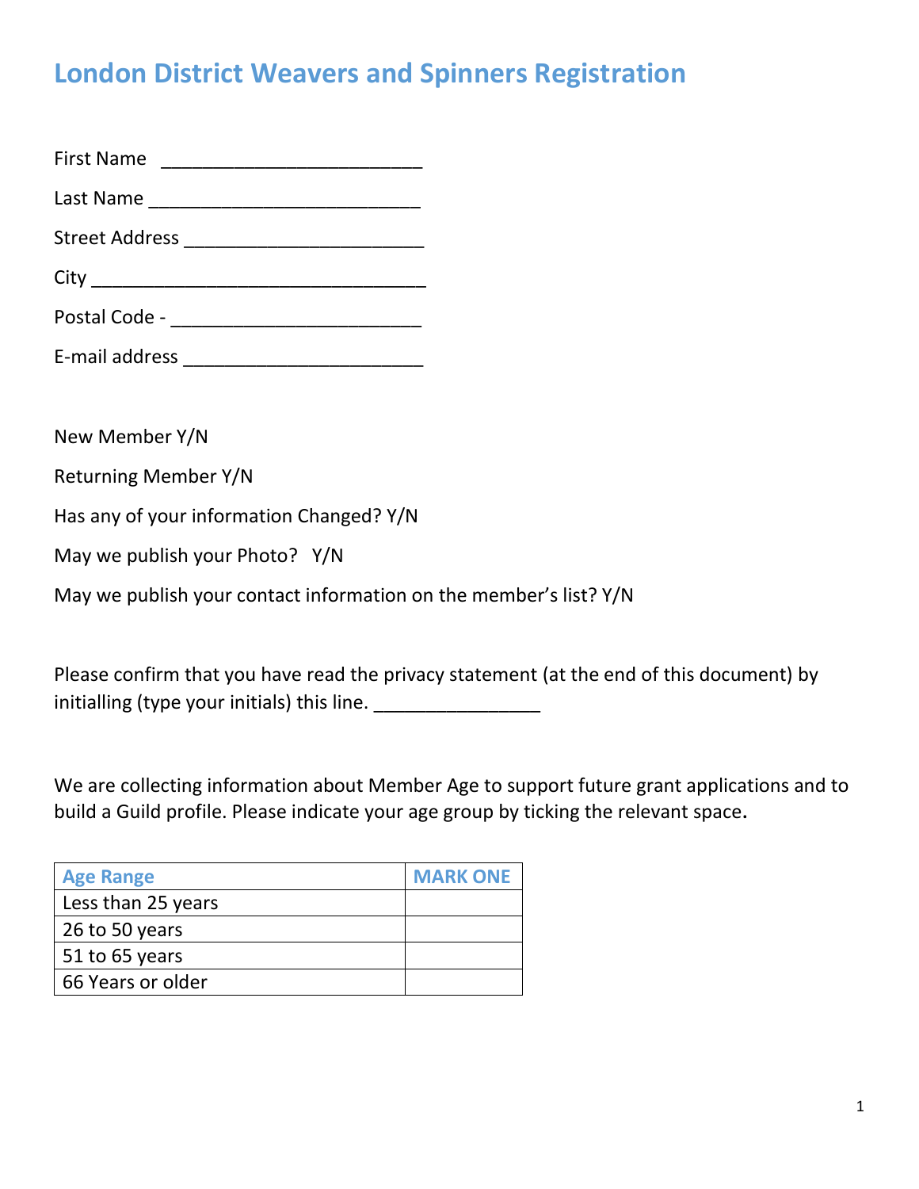# London District Weavers and Spinners Registration

First Name \_\_\_\_\_\_\_\_\_\_\_\_\_\_\_\_\_\_\_\_\_\_\_\_\_\_

Last Name \_\_\_\_\_\_\_\_\_\_\_\_\_\_\_\_\_\_\_\_\_\_\_\_\_\_\_

Street Address \_\_\_\_\_\_\_\_\_\_\_\_\_\_\_\_\_\_\_\_\_\_\_\_

City \_\_\_\_\_\_\_\_\_\_\_\_\_\_\_\_\_\_\_\_\_\_\_\_\_\_\_\_\_\_\_\_\_\_

Postal Code - \_\_\_\_\_\_\_\_\_\_\_\_\_\_\_\_\_\_\_\_\_\_\_\_\_

E-mail address \_\_\_\_\_\_\_\_\_\_\_\_\_\_\_\_\_\_\_\_\_\_\_\_

New Member Y/N

Returning Member Y/N

Has any of your information Changed? Y/N

May we publish your Photo? Y/N

May we publish your contact information on the member's list? Y/N

Please confirm that you have read the privacy statement (at the end of this document) by initialling (type your initials) this line. \_\_\_\_\_\_\_\_\_\_\_\_\_\_\_\_

We are collecting information about Member Age to support future grant applications and to build a Guild profile. Please indicate your age group by ticking the relevant space.

| Age Range | MARK ONE |
|---|---|
| Less than 25 years | |
| 26 to 50 years | |
| 51 to 65 years | |
| 66 Years or older | |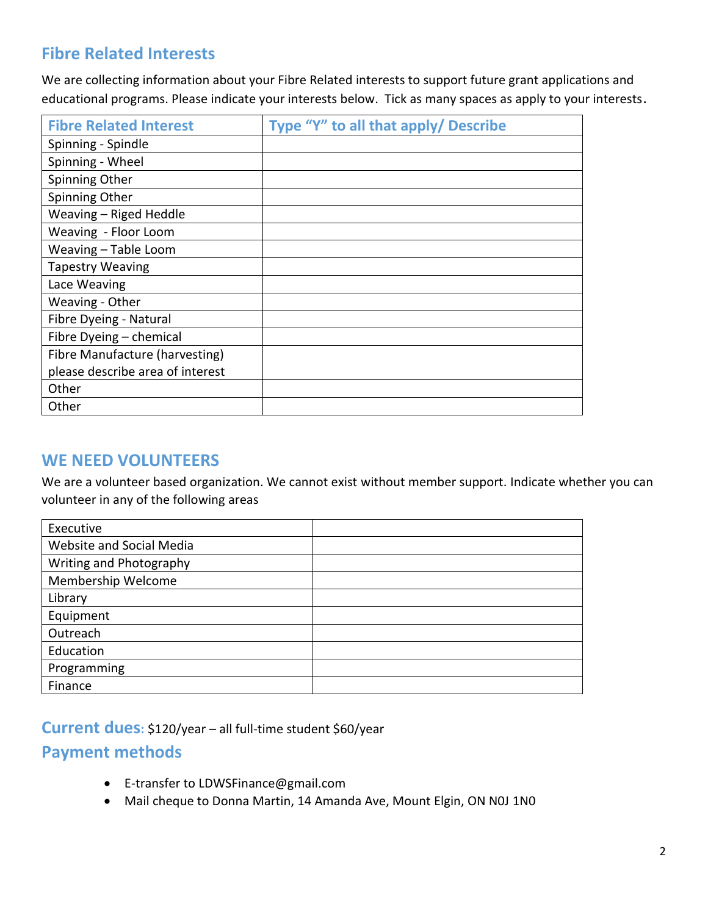## Fibre Related Interests

We are collecting information about your Fibre Related interests to support future grant applications and educational programs. Please indicate your interests below. Tick as many spaces as apply to your interests.

| Fibre Related Interest | Type "Y" to all that apply/ Describe |
|---|---|
| Spinning - Spindle | |
| Spinning - Wheel | |
| Spinning Other | |
| Spinning Other | |
| Weaving – Riged Heddle | |
| Weaving - Floor Loom | |
| Weaving – Table Loom | |
| Tapestry Weaving | |
| Lace Weaving | |
| Weaving - Other | |
| Fibre Dyeing - Natural | |
| Fibre Dyeing – chemical | |
| Fibre Manufacture (harvesting) please describe area of interest | |
| Other | |
| Other | |

## WE NEED VOLUNTEERS

We are a volunteer based organization. We cannot exist without member support. Indicate whether you can volunteer in any of the following areas

| | |
|---|---|
| Executive | |
| Website and Social Media | |
| Writing and Photography | |
| Membership Welcome | |
| Library | |
| Equipment | |
| Outreach | |
| Education | |
| Programming | |
| Finance | |

## Current dues: $120/year – all full-time student $60/year

## Payment methods

- E-transfer to LDWSFinance@gmail.com
- Mail cheque to Donna Martin, 14 Amanda Ave, Mount Elgin, ON N0J 1N0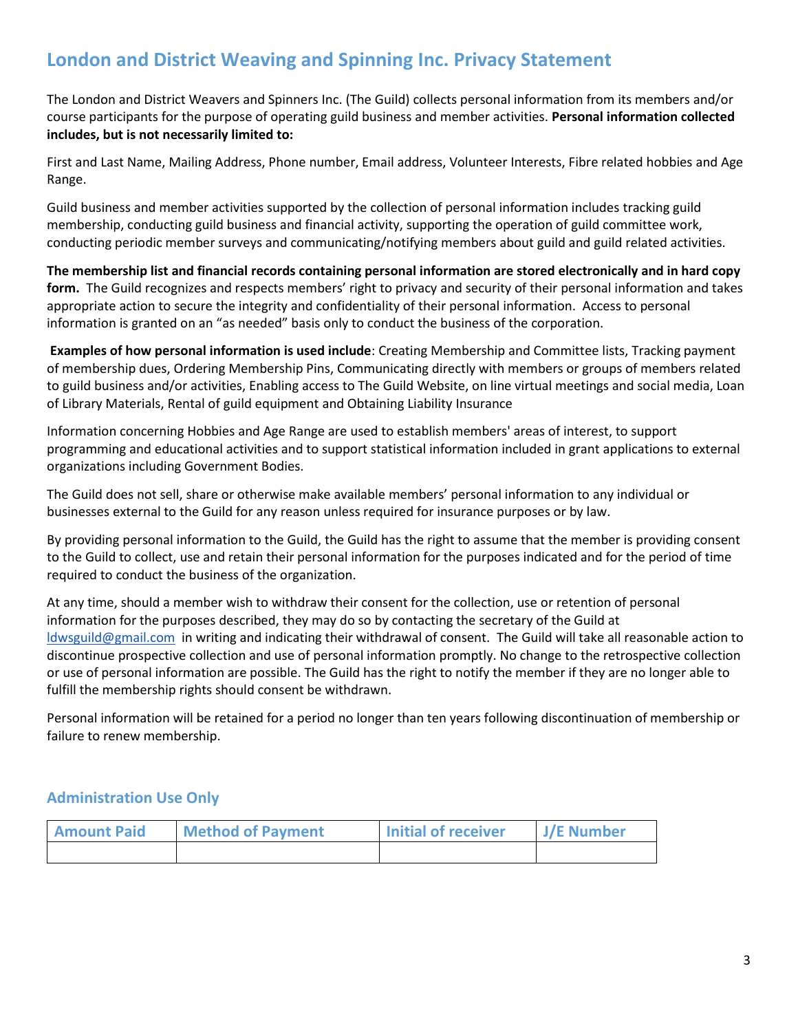## London and District Weaving and Spinning Inc. Privacy Statement

The London and District Weavers and Spinners Inc. (The Guild) collects personal information from its members and/or course participants for the purpose of operating guild business and member activities. **Personal information collected includes, but is not necessarily limited to:**

First and Last Name, Mailing Address, Phone number, Email address, Volunteer Interests, Fibre related hobbies and Age Range.

Guild business and member activities supported by the collection of personal information includes tracking guild membership, conducting guild business and financial activity, supporting the operation of guild committee work, conducting periodic member surveys and communicating/notifying members about guild and guild related activities.

**The membership list and financial records containing personal information are stored electronically and in hard copy form.** The Guild recognizes and respects members' right to privacy and security of their personal information and takes appropriate action to secure the integrity and confidentiality of their personal information. Access to personal information is granted on an "as needed" basis only to conduct the business of the corporation.

**Examples of how personal information is used include**: Creating Membership and Committee lists, Tracking payment of membership dues, Ordering Membership Pins, Communicating directly with members or groups of members related to guild business and/or activities, Enabling access to The Guild Website, on line virtual meetings and social media, Loan of Library Materials, Rental of guild equipment and Obtaining Liability Insurance

Information concerning Hobbies and Age Range are used to establish members' areas of interest, to support programming and educational activities and to support statistical information included in grant applications to external organizations including Government Bodies.

The Guild does not sell, share or otherwise make available members' personal information to any individual or businesses external to the Guild for any reason unless required for insurance purposes or by law.

By providing personal information to the Guild, the Guild has the right to assume that the member is providing consent to the Guild to collect, use and retain their personal information for the purposes indicated and for the period of time required to conduct the business of the organization.

At any time, should a member wish to withdraw their consent for the collection, use or retention of personal information for the purposes described, they may do so by contacting the secretary of the Guild at ldwsguild@gmail.com in writing and indicating their withdrawal of consent. The Guild will take all reasonable action to discontinue prospective collection and use of personal information promptly. No change to the retrospective collection or use of personal information are possible. The Guild has the right to notify the member if they are no longer able to fulfill the membership rights should consent be withdrawn.

Personal information will be retained for a period no longer than ten years following discontinuation of membership or failure to renew membership.

### Administration Use Only

| Amount Paid | Method of Payment | Initial of receiver | J/E Number |
|---|---|---|---|
| | | | |